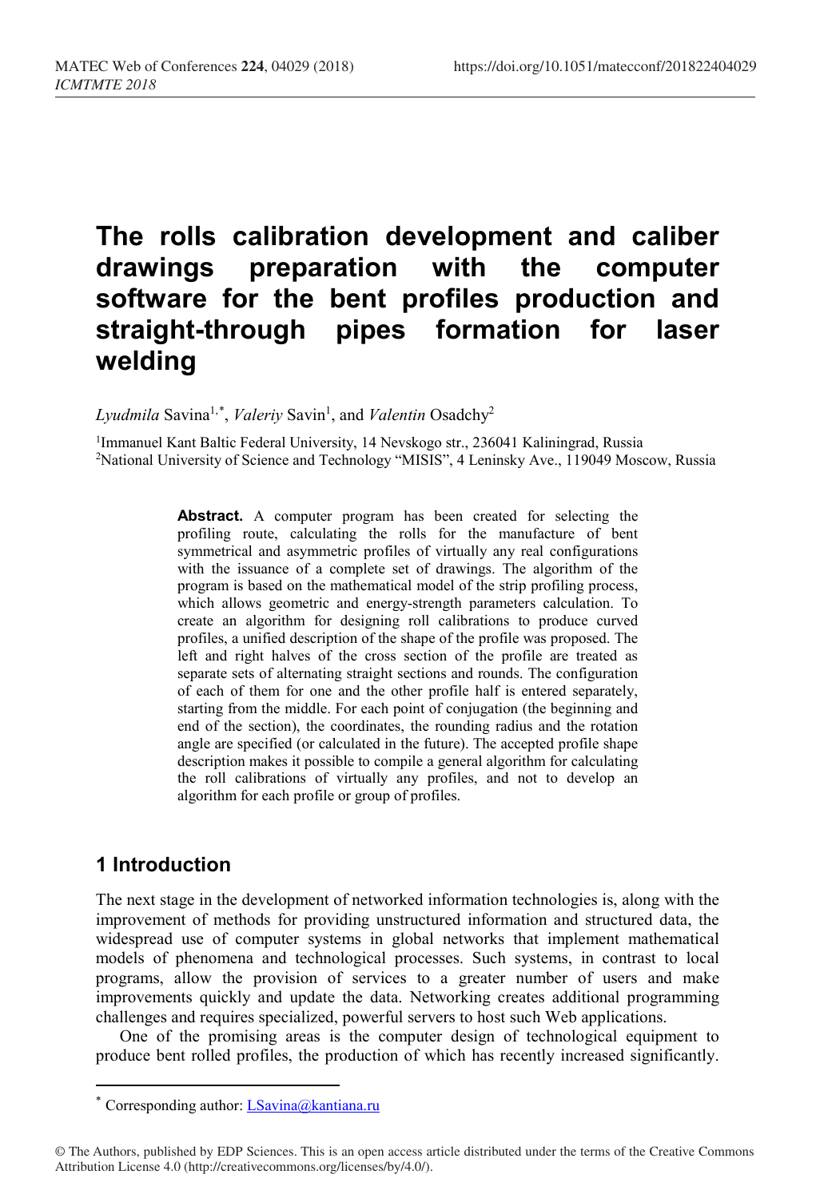# The rolls calibration development and caliber drawings preparation with the computer software for the bent profiles production and straight-through pipes formation for laser welding

*Lyudmila* Savina[1,*], *Valeriy* Savin[1], and *Valentin* Osadchy[2]

[1]Immanuel Kant Baltic Federal University, 14 Nevskogo str., 236041 Kaliningrad, Russia
[2]National University of Science and Technology "MISIS", 4 Leninsky Ave., 119049 Moscow, Russia

**Abstract.** A computer program has been created for selecting the profiling route, calculating the rolls for the manufacture of bent symmetrical and asymmetric profiles of virtually any real configurations with the issuance of a complete set of drawings. The algorithm of the program is based on the mathematical model of the strip profiling process, which allows geometric and energy-strength parameters calculation. To create an algorithm for designing roll calibrations to produce curved profiles, a unified description of the shape of the profile was proposed. The left and right halves of the cross section of the profile are treated as separate sets of alternating straight sections and rounds. The configuration of each of them for one and the other profile half is entered separately, starting from the middle. For each point of conjugation (the beginning and end of the section), the coordinates, the rounding radius and the rotation angle are specified (or calculated in the future). The accepted profile shape description makes it possible to compile a general algorithm for calculating the roll calibrations of virtually any profiles, and not to develop an algorithm for each profile or group of profiles.

## 1 Introduction

The next stage in the development of networked information technologies is, along with the improvement of methods for providing unstructured information and structured data, the widespread use of computer systems in global networks that implement mathematical models of phenomena and technological processes. Such systems, in contrast to local programs, allow the provision of services to a greater number of users and make improvements quickly and update the data. Networking creates additional programming challenges and requires specialized, powerful servers to host such Web applications.

One of the promising areas is the computer design of technological equipment to produce bent rolled profiles, the production of which has recently increased significantly.

* Corresponding author: LSavina@kantiana.ru

© The Authors, published by EDP Sciences. This is an open access article distributed under the terms of the Creative Commons Attribution License 4.0 (http://creativecommons.org/licenses/by/4.0/).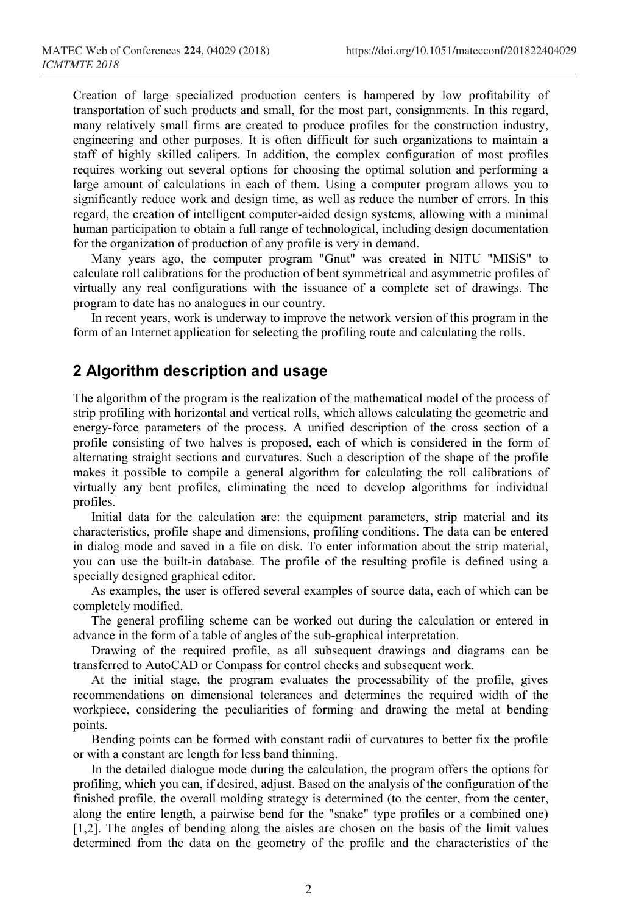Creation of large specialized production centers is hampered by low profitability of transportation of such products and small, for the most part, consignments. In this regard, many relatively small firms are created to produce profiles for the construction industry, engineering and other purposes. It is often difficult for such organizations to maintain a staff of highly skilled calipers. In addition, the complex configuration of most profiles requires working out several options for choosing the optimal solution and performing a large amount of calculations in each of them. Using a computer program allows you to significantly reduce work and design time, as well as reduce the number of errors. In this regard, the creation of intelligent computer-aided design systems, allowing with a minimal human participation to obtain a full range of technological, including design documentation for the organization of production of any profile is very in demand.

Many years ago, the computer program "Gnut" was created in NITU "MISiS" to calculate roll calibrations for the production of bent symmetrical and asymmetric profiles of virtually any real configurations with the issuance of a complete set of drawings. The program to date has no analogues in our country.

In recent years, work is underway to improve the network version of this program in the form of an Internet application for selecting the profiling route and calculating the rolls.

## 2 Algorithm description and usage

The algorithm of the program is the realization of the mathematical model of the process of strip profiling with horizontal and vertical rolls, which allows calculating the geometric and energy-force parameters of the process. A unified description of the cross section of a profile consisting of two halves is proposed, each of which is considered in the form of alternating straight sections and curvatures. Such a description of the shape of the profile makes it possible to compile a general algorithm for calculating the roll calibrations of virtually any bent profiles, eliminating the need to develop algorithms for individual profiles.

Initial data for the calculation are: the equipment parameters, strip material and its characteristics, profile shape and dimensions, profiling conditions. The data can be entered in dialog mode and saved in a file on disk. To enter information about the strip material, you can use the built-in database. The profile of the resulting profile is defined using a specially designed graphical editor.

As examples, the user is offered several examples of source data, each of which can be completely modified.

The general profiling scheme can be worked out during the calculation or entered in advance in the form of a table of angles of the sub-graphical interpretation.

Drawing of the required profile, as all subsequent drawings and diagrams can be transferred to AutoCAD or Compass for control checks and subsequent work.

At the initial stage, the program evaluates the processability of the profile, gives recommendations on dimensional tolerances and determines the required width of the workpiece, considering the peculiarities of forming and drawing the metal at bending points.

Bending points can be formed with constant radii of curvatures to better fix the profile or with a constant arc length for less band thinning.

In the detailed dialogue mode during the calculation, the program offers the options for profiling, which you can, if desired, adjust. Based on the analysis of the configuration of the finished profile, the overall molding strategy is determined (to the center, from the center, along the entire length, a pairwise bend for the "snake" type profiles or a combined one) [1,2]. The angles of bending along the aisles are chosen on the basis of the limit values determined from the data on the geometry of the profile and the characteristics of the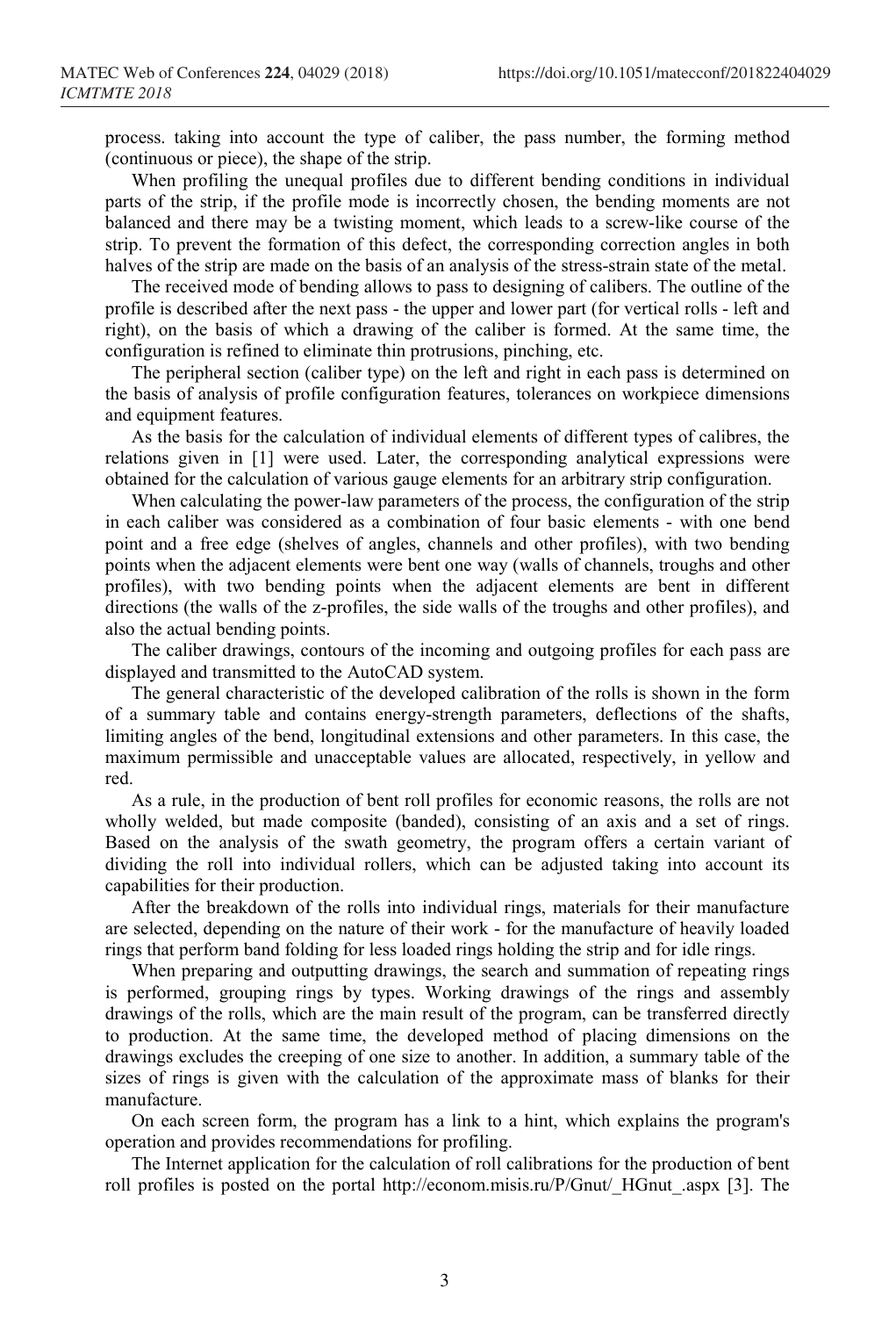process. taking into account the type of caliber, the pass number, the forming method (continuous or piece), the shape of the strip.

When profiling the unequal profiles due to different bending conditions in individual parts of the strip, if the profile mode is incorrectly chosen, the bending moments are not balanced and there may be a twisting moment, which leads to a screw-like course of the strip. To prevent the formation of this defect, the corresponding correction angles in both halves of the strip are made on the basis of an analysis of the stress-strain state of the metal.

The received mode of bending allows to pass to designing of calibers. The outline of the profile is described after the next pass - the upper and lower part (for vertical rolls - left and right), on the basis of which a drawing of the caliber is formed. At the same time, the configuration is refined to eliminate thin protrusions, pinching, etc.

The peripheral section (caliber type) on the left and right in each pass is determined on the basis of analysis of profile configuration features, tolerances on workpiece dimensions and equipment features.

As the basis for the calculation of individual elements of different types of calibres, the relations given in [1] were used. Later, the corresponding analytical expressions were obtained for the calculation of various gauge elements for an arbitrary strip configuration.

When calculating the power-law parameters of the process, the configuration of the strip in each caliber was considered as a combination of four basic elements - with one bend point and a free edge (shelves of angles, channels and other profiles), with two bending points when the adjacent elements were bent one way (walls of channels, troughs and other profiles), with two bending points when the adjacent elements are bent in different directions (the walls of the z-profiles, the side walls of the troughs and other profiles), and also the actual bending points.

The caliber drawings, contours of the incoming and outgoing profiles for each pass are displayed and transmitted to the AutoCAD system.

The general characteristic of the developed calibration of the rolls is shown in the form of a summary table and contains energy-strength parameters, deflections of the shafts, limiting angles of the bend, longitudinal extensions and other parameters. In this case, the maximum permissible and unacceptable values are allocated, respectively, in yellow and red.

As a rule, in the production of bent roll profiles for economic reasons, the rolls are not wholly welded, but made composite (banded), consisting of an axis and a set of rings. Based on the analysis of the swath geometry, the program offers a certain variant of dividing the roll into individual rollers, which can be adjusted taking into account its capabilities for their production.

After the breakdown of the rolls into individual rings, materials for their manufacture are selected, depending on the nature of their work - for the manufacture of heavily loaded rings that perform band folding for less loaded rings holding the strip and for idle rings.

When preparing and outputting drawings, the search and summation of repeating rings is performed, grouping rings by types. Working drawings of the rings and assembly drawings of the rolls, which are the main result of the program, can be transferred directly to production. At the same time, the developed method of placing dimensions on the drawings excludes the creeping of one size to another. In addition, a summary table of the sizes of rings is given with the calculation of the approximate mass of blanks for their manufacture.

On each screen form, the program has a link to a hint, which explains the program's operation and provides recommendations for profiling.

The Internet application for the calculation of roll calibrations for the production of bent roll profiles is posted on the portal http://econom.misis.ru/P/Gnut/_HGnut_.aspx [3]. The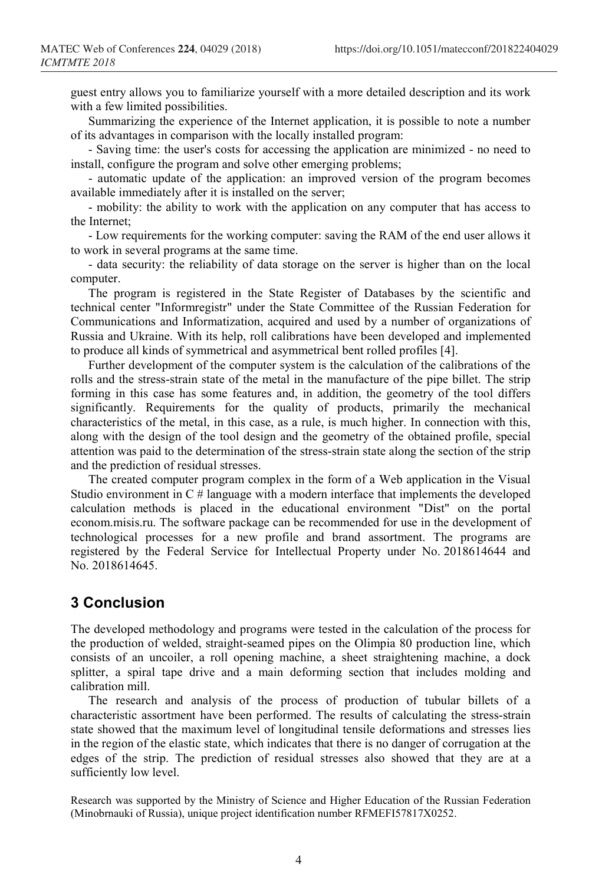guest entry allows you to familiarize yourself with a more detailed description and its work with a few limited possibilities.

Summarizing the experience of the Internet application, it is possible to note a number of its advantages in comparison with the locally installed program:

- Saving time: the user's costs for accessing the application are minimized - no need to install, configure the program and solve other emerging problems;
- automatic update of the application: an improved version of the program becomes available immediately after it is installed on the server;
- mobility: the ability to work with the application on any computer that has access to the Internet;
- Low requirements for the working computer: saving the RAM of the end user allows it to work in several programs at the same time.
- data security: the reliability of data storage on the server is higher than on the local computer.

The program is registered in the State Register of Databases by the scientific and technical center "Informregistr" under the State Committee of the Russian Federation for Communications and Informatization, acquired and used by a number of organizations of Russia and Ukraine. With its help, roll calibrations have been developed and implemented to produce all kinds of symmetrical and asymmetrical bent rolled profiles [4].

Further development of the computer system is the calculation of the calibrations of the rolls and the stress-strain state of the metal in the manufacture of the pipe billet. The strip forming in this case has some features and, in addition, the geometry of the tool differs significantly. Requirements for the quality of products, primarily the mechanical characteristics of the metal, in this case, as a rule, is much higher. In connection with this, along with the design of the tool design and the geometry of the obtained profile, special attention was paid to the determination of the stress-strain state along the section of the strip and the prediction of residual stresses.

The created computer program complex in the form of a Web application in the Visual Studio environment in C # language with a modern interface that implements the developed calculation methods is placed in the educational environment "Dist" on the portal econom.misis.ru. The software package can be recommended for use in the development of technological processes for a new profile and brand assortment. The programs are registered by the Federal Service for Intellectual Property under No. 2018614644 and No. 2018614645.

## 3 Conclusion

The developed methodology and programs were tested in the calculation of the process for the production of welded, straight-seamed pipes on the Olimpia 80 production line, which consists of an uncoiler, a roll opening machine, a sheet straightening machine, a dock splitter, a spiral tape drive and a main deforming section that includes molding and calibration mill.

The research and analysis of the process of production of tubular billets of a characteristic assortment have been performed. The results of calculating the stress-strain state showed that the maximum level of longitudinal tensile deformations and stresses lies in the region of the elastic state, which indicates that there is no danger of corrugation at the edges of the strip. The prediction of residual stresses also showed that they are at a sufficiently low level.

Research was supported by the Ministry of Science and Higher Education of the Russian Federation (Minobrnauki of Russia), unique project identification number RFMEFI57817X0252.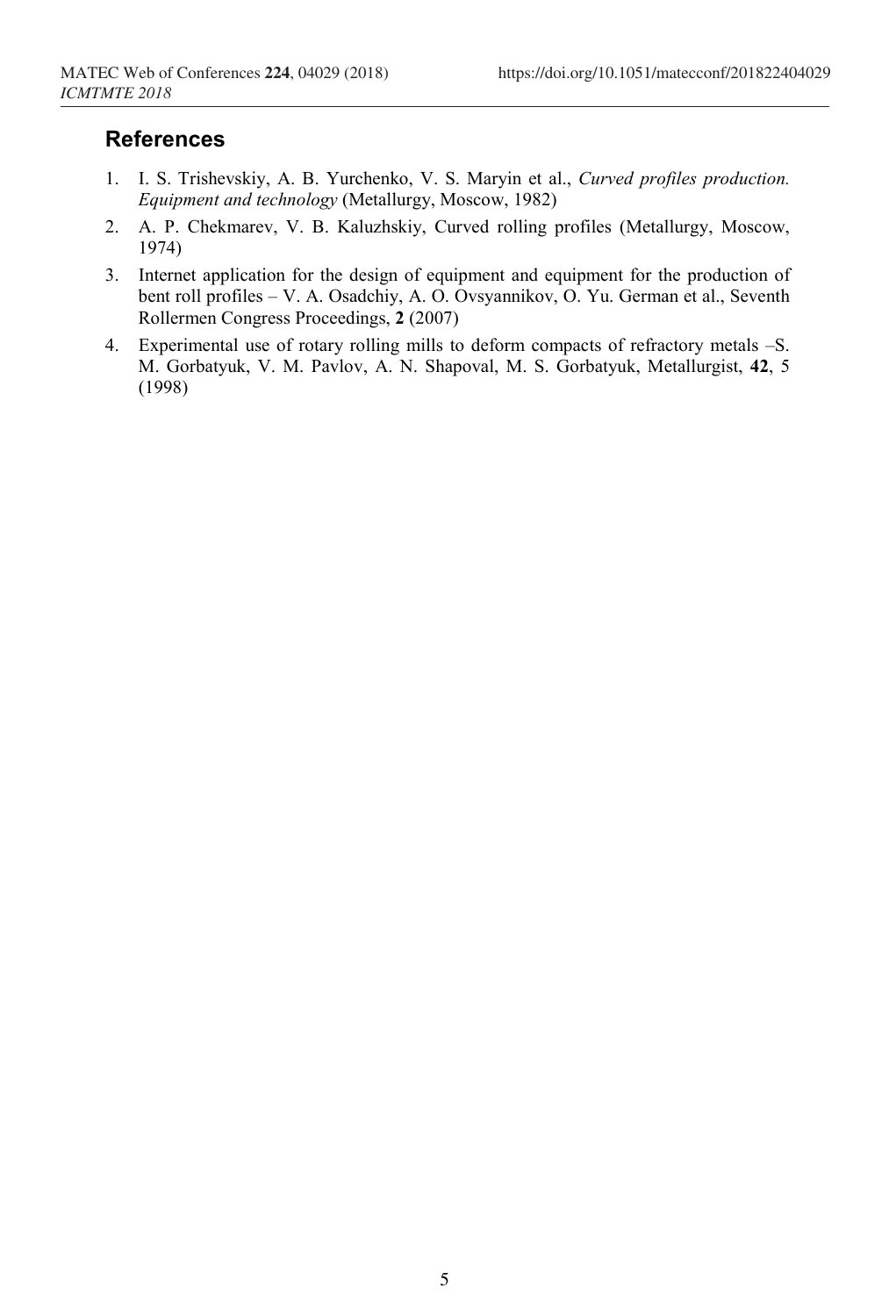## References

1. I. S. Trishevskiy, A. B. Yurchenko, V. S. Maryin et al., *Curved profiles production. Equipment and technology* (Metallurgy, Moscow, 1982)
2. A. P. Chekmarev, V. B. Kaluzhskiy, Curved rolling profiles (Metallurgy, Moscow, 1974)
3. Internet application for the design of equipment and equipment for the production of bent roll profiles – V. A. Osadchiy, A. O. Ovsyannikov, O. Yu. German et al., Seventh Rollermen Congress Proceedings, **2** (2007)
4. Experimental use of rotary rolling mills to deform compacts of refractory metals –S. M. Gorbatyuk, V. M. Pavlov, A. N. Shapoval, M. S. Gorbatyuk, Metallurgist, **42**, 5 (1998)